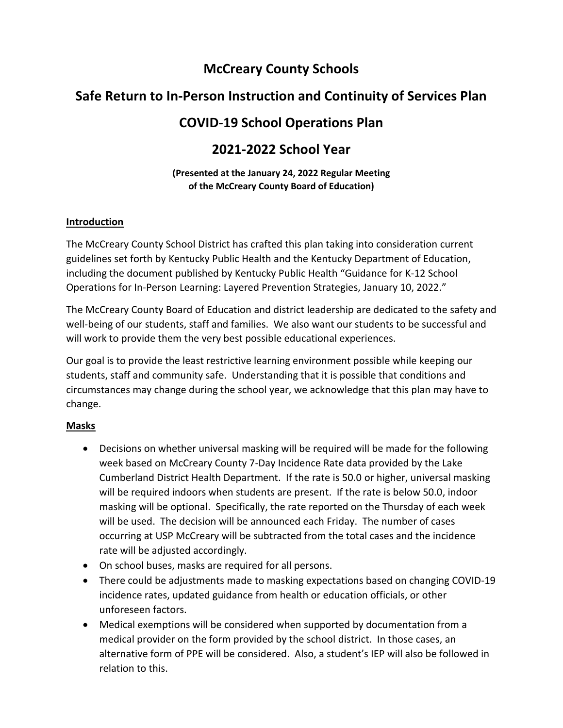# McCreary County Schools

# Safe Return to In-Person Instruction and Continuity of Services Plan

# COVID-19 School Operations Plan

# 2021-2022 School Year

**(Presented at the January 24, 2022 Regular Meeting of the McCreary County Board of Education)**

## Introduction

The McCreary County School District has crafted this plan taking into consideration current guidelines set forth by Kentucky Public Health and the Kentucky Department of Education, including the document published by Kentucky Public Health "Guidance for K-12 School Operations for In-Person Learning: Layered Prevention Strategies, January 10, 2022."

The McCreary County Board of Education and district leadership are dedicated to the safety and well-being of our students, staff and families. We also want our students to be successful and will work to provide them the very best possible educational experiences.

Our goal is to provide the least restrictive learning environment possible while keeping our students, staff and community safe. Understanding that it is possible that conditions and circumstances may change during the school year, we acknowledge that this plan may have to change.

## Masks

- Decisions on whether universal masking will be required will be made for the following week based on McCreary County 7-Day Incidence Rate data provided by the Lake Cumberland District Health Department. If the rate is 50.0 or higher, universal masking will be required indoors when students are present. If the rate is below 50.0, indoor masking will be optional. Specifically, the rate reported on the Thursday of each week will be used. The decision will be announced each Friday. The number of cases occurring at USP McCreary will be subtracted from the total cases and the incidence rate will be adjusted accordingly.
- On school buses, masks are required for all persons.
- There could be adjustments made to masking expectations based on changing COVID-19 incidence rates, updated guidance from health or education officials, or other unforeseen factors.
- Medical exemptions will be considered when supported by documentation from a medical provider on the form provided by the school district. In those cases, an alternative form of PPE will be considered. Also, a student's IEP will also be followed in relation to this.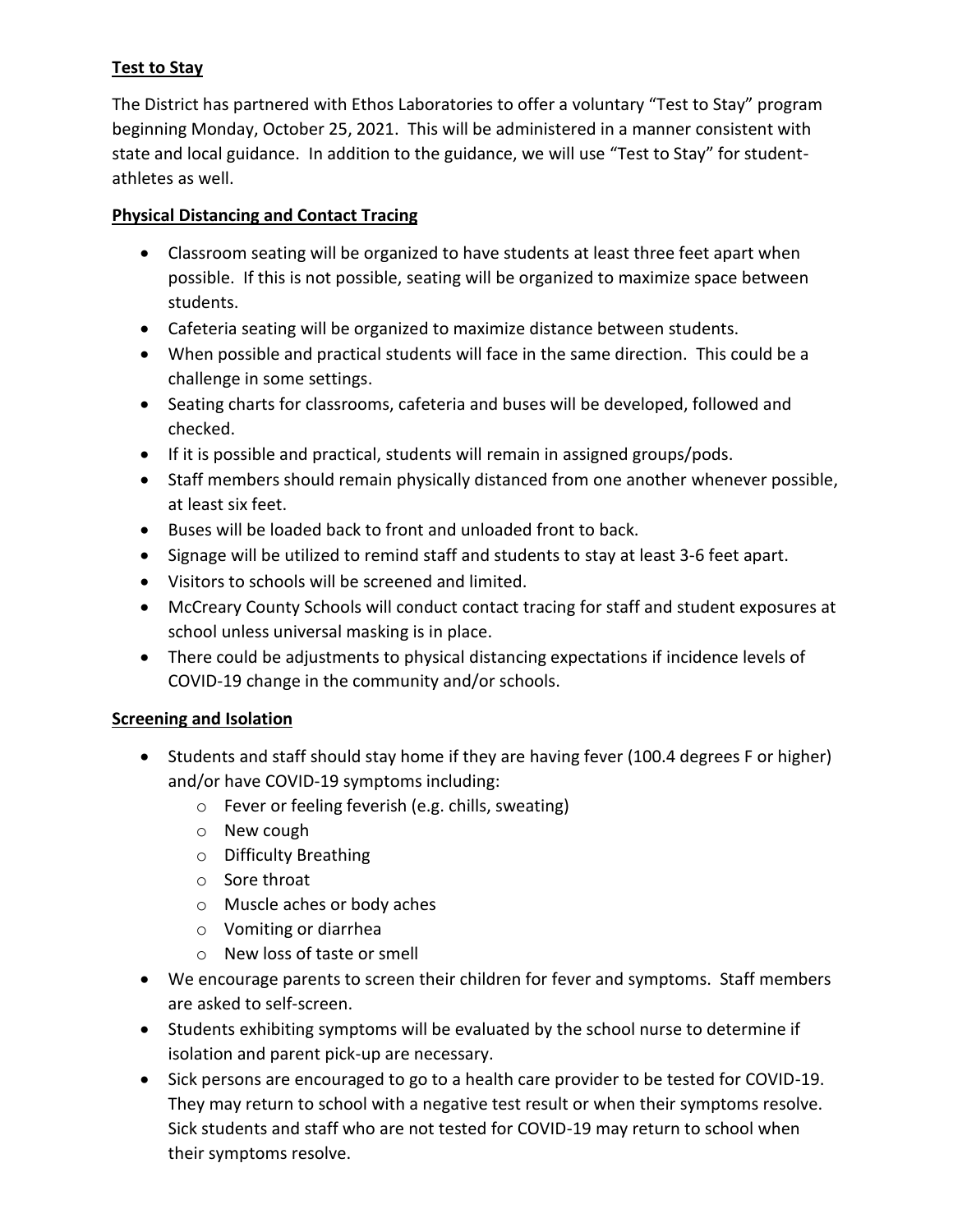**Test to Stay**

The District has partnered with Ethos Laboratories to offer a voluntary "Test to Stay" program beginning Monday, October 25, 2021. This will be administered in a manner consistent with state and local guidance. In addition to the guidance, we will use "Test to Stay" for student-athletes as well.

**Physical Distancing and Contact Tracing**

- Classroom seating will be organized to have students at least three feet apart when possible. If this is not possible, seating will be organized to maximize space between students.
- Cafeteria seating will be organized to maximize distance between students.
- When possible and practical students will face in the same direction. This could be a challenge in some settings.
- Seating charts for classrooms, cafeteria and buses will be developed, followed and checked.
- If it is possible and practical, students will remain in assigned groups/pods.
- Staff members should remain physically distanced from one another whenever possible, at least six feet.
- Buses will be loaded back to front and unloaded front to back.
- Signage will be utilized to remind staff and students to stay at least 3-6 feet apart.
- Visitors to schools will be screened and limited.
- McCreary County Schools will conduct contact tracing for staff and student exposures at school unless universal masking is in place.
- There could be adjustments to physical distancing expectations if incidence levels of COVID-19 change in the community and/or schools.

**Screening and Isolation**

- Students and staff should stay home if they are having fever (100.4 degrees F or higher) and/or have COVID-19 symptoms including:
  - Fever or feeling feverish (e.g. chills, sweating)
  - New cough
  - Difficulty Breathing
  - Sore throat
  - Muscle aches or body aches
  - Vomiting or diarrhea
  - New loss of taste or smell
- We encourage parents to screen their children for fever and symptoms. Staff members are asked to self-screen.
- Students exhibiting symptoms will be evaluated by the school nurse to determine if isolation and parent pick-up are necessary.
- Sick persons are encouraged to go to a health care provider to be tested for COVID-19. They may return to school with a negative test result or when their symptoms resolve. Sick students and staff who are not tested for COVID-19 may return to school when their symptoms resolve.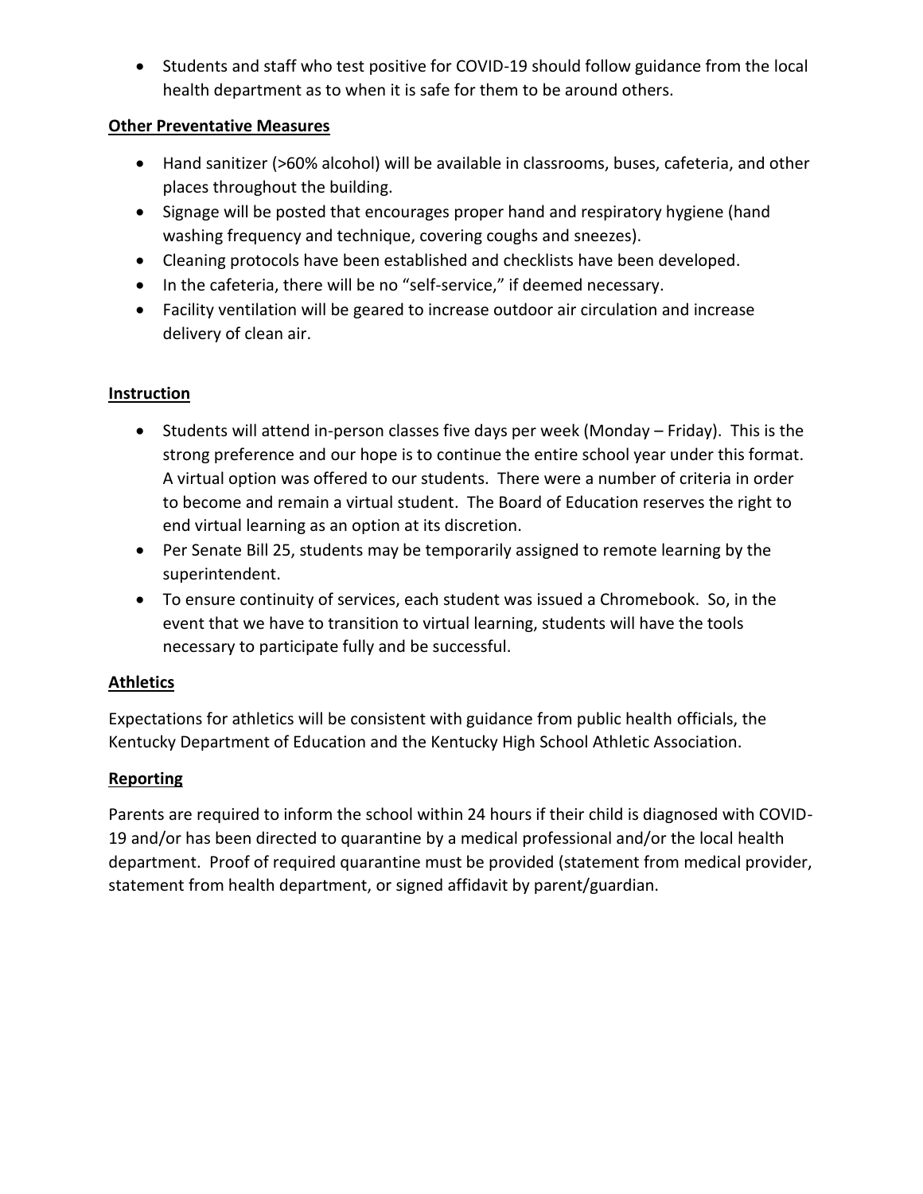- Students and staff who test positive for COVID-19 should follow guidance from the local health department as to when it is safe for them to be around others.

**Other Preventative Measures**

- Hand sanitizer (>60% alcohol) will be available in classrooms, buses, cafeteria, and other places throughout the building.
- Signage will be posted that encourages proper hand and respiratory hygiene (hand washing frequency and technique, covering coughs and sneezes).
- Cleaning protocols have been established and checklists have been developed.
- In the cafeteria, there will be no "self-service," if deemed necessary.
- Facility ventilation will be geared to increase outdoor air circulation and increase delivery of clean air.

**Instruction**

- Students will attend in-person classes five days per week (Monday – Friday). This is the strong preference and our hope is to continue the entire school year under this format. A virtual option was offered to our students. There were a number of criteria in order to become and remain a virtual student. The Board of Education reserves the right to end virtual learning as an option at its discretion.
- Per Senate Bill 25, students may be temporarily assigned to remote learning by the superintendent.
- To ensure continuity of services, each student was issued a Chromebook. So, in the event that we have to transition to virtual learning, students will have the tools necessary to participate fully and be successful.

**Athletics**

Expectations for athletics will be consistent with guidance from public health officials, the Kentucky Department of Education and the Kentucky High School Athletic Association.

**Reporting**

Parents are required to inform the school within 24 hours if their child is diagnosed with COVID-19 and/or has been directed to quarantine by a medical professional and/or the local health department. Proof of required quarantine must be provided (statement from medical provider, statement from health department, or signed affidavit by parent/guardian.